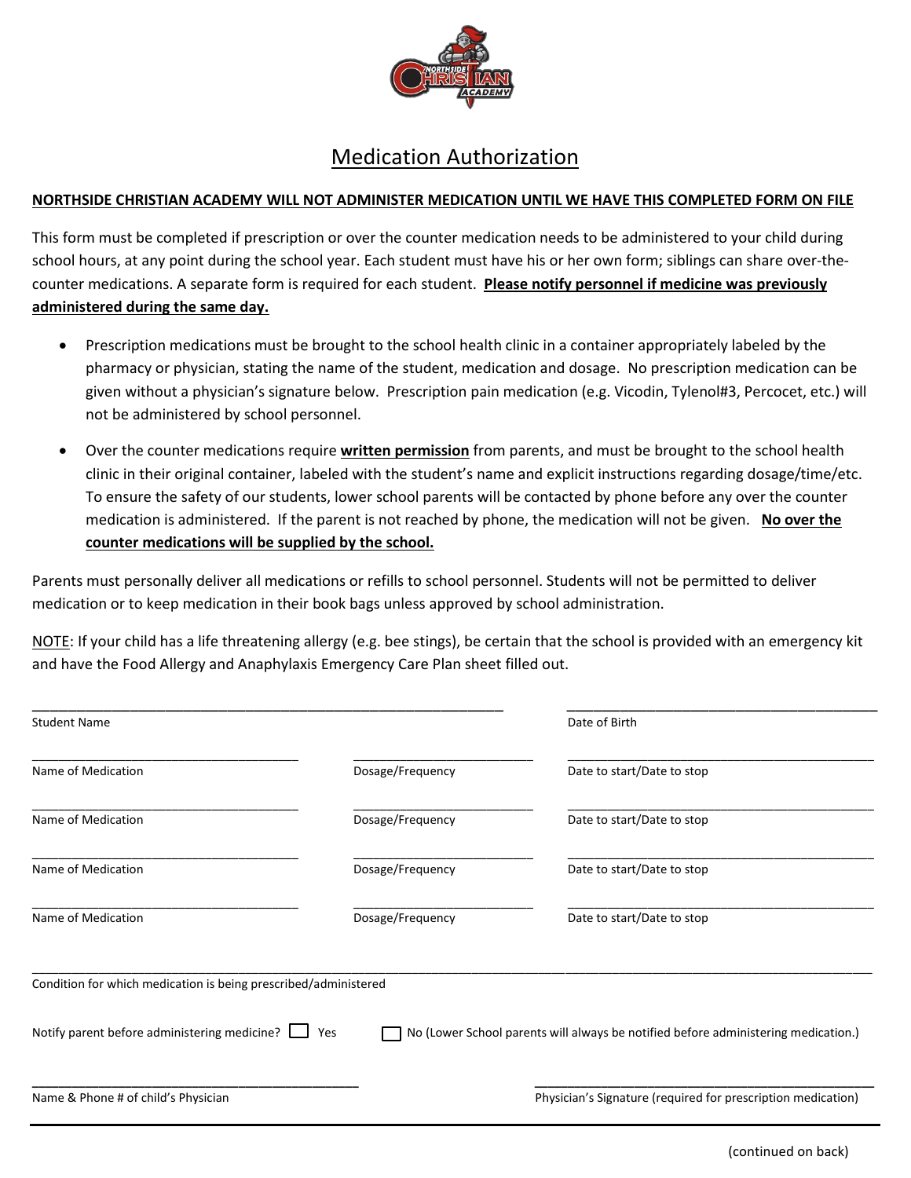# Medication Authorization

**NORTHSIDE CHRISTIAN ACADEMY WILL NOT ADMINISTER MEDICATION UNTIL WE HAVE THIS COMPLETED FORM ON FILE**

This form must be completed if prescription or over the counter medication needs to be administered to your child during school hours, at any point during the school year. Each student must have his or her own form; siblings can share over-the-counter medications. A separate form is required for each student. **Please notify personnel if medicine was previously administered during the same day.**

- Prescription medications must be brought to the school health clinic in a container appropriately labeled by the pharmacy or physician, stating the name of the student, medication and dosage. No prescription medication can be given without a physician's signature below. Prescription pain medication (e.g. Vicodin, Tylenol#3, Percocet, etc.) will not be administered by school personnel.
- Over the counter medications require **written permission** from parents, and must be brought to the school health clinic in their original container, labeled with the student's name and explicit instructions regarding dosage/time/etc. To ensure the safety of our students, lower school parents will be contacted by phone before any over the counter medication is administered. If the parent is not reached by phone, the medication will not be given. **No over the counter medications will be supplied by the school.**

Parents must personally deliver all medications or refills to school personnel. Students will not be permitted to deliver medication or to keep medication in their book bags unless approved by school administration.

NOTE: If your child has a life threatening allergy (e.g. bee stings), be certain that the school is provided with an emergency kit and have the Food Allergy and Anaphylaxis Emergency Care Plan sheet filled out.

______________________________ Student Name ______________________________ Date of Birth

| Name of Medication | Dosage/Frequency | Date to start/Date to stop |
|---|---|---|
| ____________________ | ____________________ | ____________________ |
| ____________________ | ____________________ | ____________________ |
| ____________________ | ____________________ | ____________________ |
| ____________________ | ____________________ | ____________________ |

______________________________________________________________
Condition for which medication is being prescribed/administered

Notify parent before administering medicine? ☐ Yes ☐ No (Lower School parents will always be notified before administering medication.)

______________________________ Name & Phone # of child's Physician

______________________________ Physician's Signature (required for prescription medication)

(continued on back)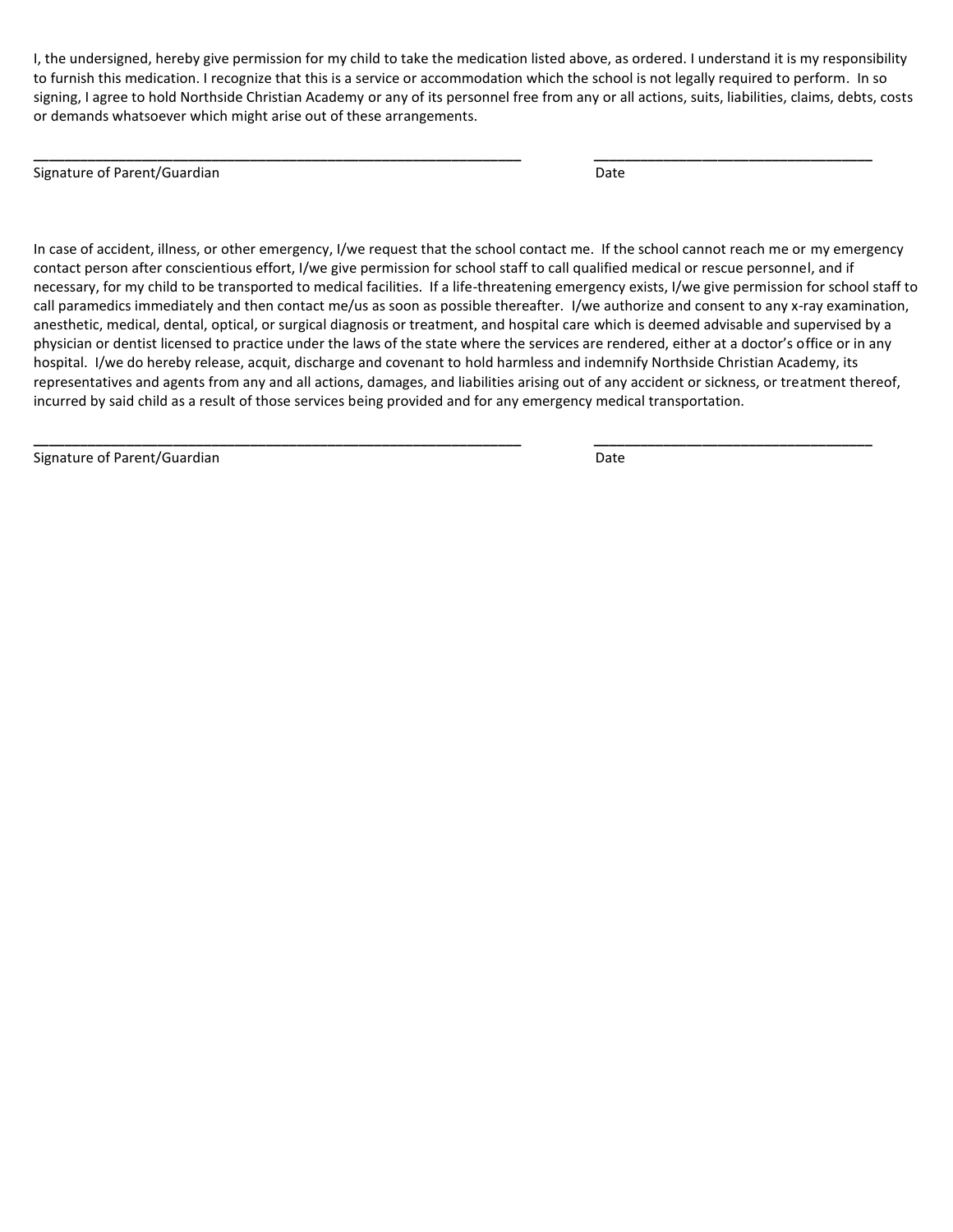I, the undersigned, hereby give permission for my child to take the medication listed above, as ordered. I understand it is my responsibility to furnish this medication. I recognize that this is a service or accommodation which the school is not legally required to perform. In so signing, I agree to hold Northside Christian Academy or any of its personnel free from any or all actions, suits, liabilities, claims, debts, costs or demands whatsoever which might arise out of these arrangements.

_______________________________________________ _______________________________

Signature of Parent/Guardian Date

In case of accident, illness, or other emergency, I/we request that the school contact me. If the school cannot reach me or my emergency contact person after conscientious effort, I/we give permission for school staff to call qualified medical or rescue personnel, and if necessary, for my child to be transported to medical facilities. If a life-threatening emergency exists, I/we give permission for school staff to call paramedics immediately and then contact me/us as soon as possible thereafter. I/we authorize and consent to any x-ray examination, anesthetic, medical, dental, optical, or surgical diagnosis or treatment, and hospital care which is deemed advisable and supervised by a physician or dentist licensed to practice under the laws of the state where the services are rendered, either at a doctor's office or in any hospital. I/we do hereby release, acquit, discharge and covenant to hold harmless and indemnify Northside Christian Academy, its representatives and agents from any and all actions, damages, and liabilities arising out of any accident or sickness, or treatment thereof, incurred by said child as a result of those services being provided and for any emergency medical transportation.

_______________________________________________ _______________________________

Signature of Parent/Guardian Date